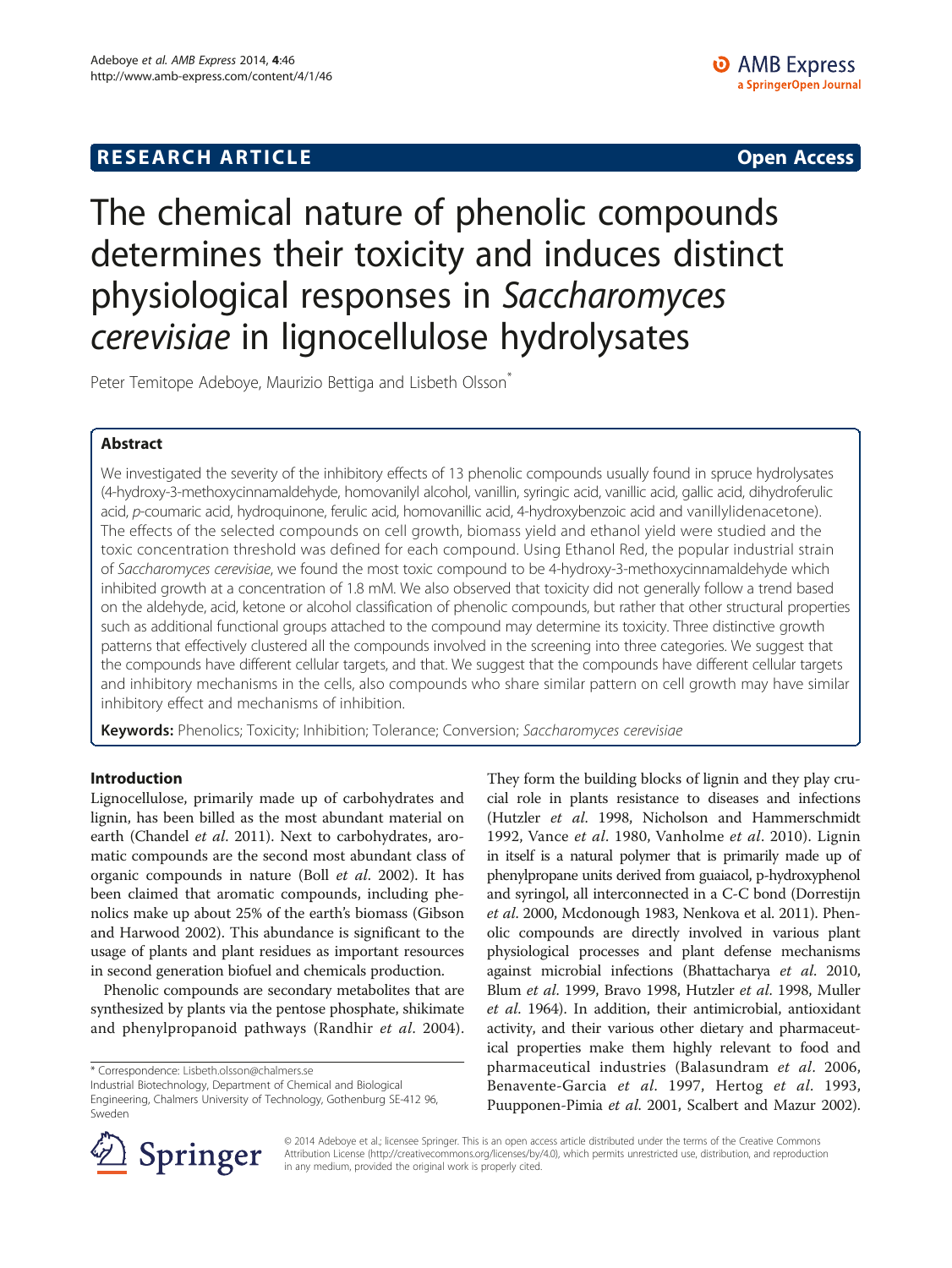**RESEARCH ARTICLE** **Open Access**

# The chemical nature of phenolic compounds determines their toxicity and induces distinct physiological responses in *Saccharomyces cerevisiae* in lignocellulose hydrolysates

Peter Temitope Adeboye, Maurizio Bettiga and Lisbeth Olsson*

## Abstract

We investigated the severity of the inhibitory effects of 13 phenolic compounds usually found in spruce hydrolysates (4-hydroxy-3-methoxycinnamaldehyde, homovanilyl alcohol, vanillin, syringic acid, vanillic acid, gallic acid, dihydroferulic acid, *p*-coumaric acid, hydroquinone, ferulic acid, homovanillic acid, 4-hydroxybenzoic acid and vanillylidenacetone). The effects of the selected compounds on cell growth, biomass yield and ethanol yield were studied and the toxic concentration threshold was defined for each compound. Using Ethanol Red, the popular industrial strain of *Saccharomyces cerevisiae*, we found the most toxic compound to be 4-hydroxy-3-methoxycinnamaldehyde which inhibited growth at a concentration of 1.8 mM. We also observed that toxicity did not generally follow a trend based on the aldehyde, acid, ketone or alcohol classification of phenolic compounds, but rather that other structural properties such as additional functional groups attached to the compound may determine its toxicity. Three distinctive growth patterns that effectively clustered all the compounds involved in the screening into three categories. We suggest that the compounds have different cellular targets, and that. We suggest that the compounds have different cellular targets and inhibitory mechanisms in the cells, also compounds who share similar pattern on cell growth may have similar inhibitory effect and mechanisms of inhibition.

**Keywords:** Phenolics; Toxicity; Inhibition; Tolerance; Conversion; *Saccharomyces cerevisiae*

## Introduction

Lignocellulose, primarily made up of carbohydrates and lignin, has been billed as the most abundant material on earth (Chandel *et al*. 2011). Next to carbohydrates, aromatic compounds are the second most abundant class of organic compounds in nature (Boll *et al*. 2002). It has been claimed that aromatic compounds, including phenolics make up about 25% of the earth's biomass (Gibson and Harwood 2002). This abundance is significant to the usage of plants and plant residues as important resources in second generation biofuel and chemicals production.

Phenolic compounds are secondary metabolites that are synthesized by plants via the pentose phosphate, shikimate and phenylpropanoid pathways (Randhir *et al*. 2004). They form the building blocks of lignin and they play crucial role in plants resistance to diseases and infections (Hutzler *et al*. 1998, Nicholson and Hammerschmidt 1992, Vance *et al*. 1980, Vanholme *et al*. 2010). Lignin in itself is a natural polymer that is primarily made up of phenylpropane units derived from guaiacol, p-hydroxyphenol and syringol, all interconnected in a C-C bond (Dorrestijn *et al*. 2000, Mcdonough 1983, Nenkova et al. 2011). Phenolic compounds are directly involved in various plant physiological processes and plant defense mechanisms against microbial infections (Bhattacharya *et al*. 2010, Blum *et al*. 1999, Bravo 1998, Hutzler *et al*. 1998, Muller *et al*. 1964). In addition, their antimicrobial, antioxidant activity, and their various other dietary and pharmaceutical properties make them highly relevant to food and pharmaceutical industries (Balasundram *et al*. 2006, Benavente-Garcia *et al*. 1997, Hertog *et al*. 1993, Puupponen-Pimia *et al*. 2001, Scalbert and Mazur 2002).

\* Correspondence: Lisbeth.olsson@chalmers.se
Industrial Biotechnology, Department of Chemical and Biological Engineering, Chalmers University of Technology, Gothenburg SE-412 96, Sweden

© 2014 Adeboye et al.; licensee Springer. This is an open access article distributed under the terms of the Creative Commons Attribution License (http://creativecommons.org/licenses/by/4.0), which permits unrestricted use, distribution, and reproduction in any medium, provided the original work is properly cited.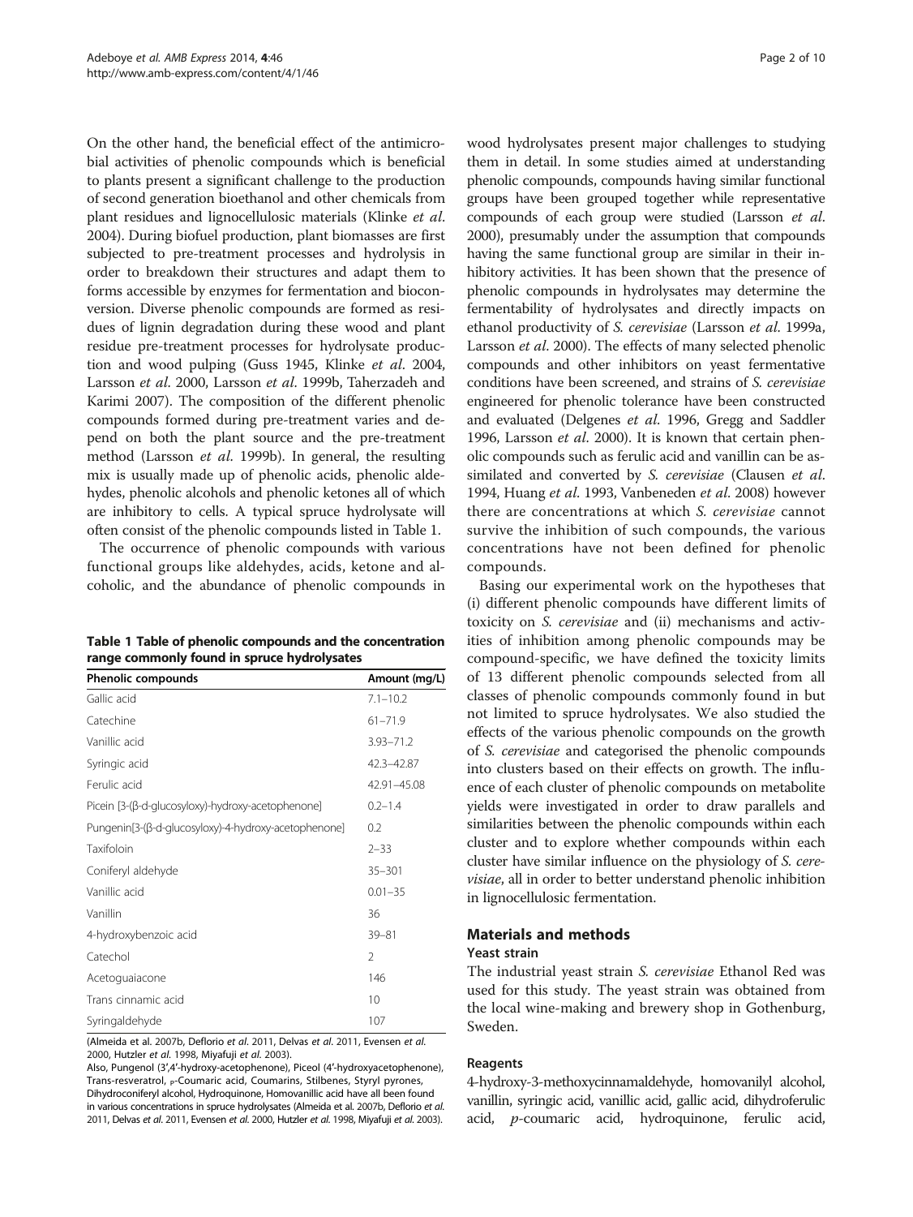On the other hand, the beneficial effect of the antimicrobial activities of phenolic compounds which is beneficial to plants present a significant challenge to the production of second generation bioethanol and other chemicals from plant residues and lignocellulosic materials (Klinke *et al*. 2004). During biofuel production, plant biomasses are first subjected to pre-treatment processes and hydrolysis in order to breakdown their structures and adapt them to forms accessible by enzymes for fermentation and bioconversion. Diverse phenolic compounds are formed as residues of lignin degradation during these wood and plant residue pre-treatment processes for hydrolysate production and wood pulping (Guss 1945, Klinke *et al*. 2004, Larsson *et al*. 2000, Larsson *et al*. 1999b, Taherzadeh and Karimi 2007). The composition of the different phenolic compounds formed during pre-treatment varies and depend on both the plant source and the pre-treatment method (Larsson *et al*. 1999b). In general, the resulting mix is usually made up of phenolic acids, phenolic aldehydes, phenolic alcohols and phenolic ketones all of which are inhibitory to cells. A typical spruce hydrolysate will often consist of the phenolic compounds listed in Table 1.

The occurrence of phenolic compounds with various functional groups like aldehydes, acids, ketone and alcoholic, and the abundance of phenolic compounds in wood hydrolysates present major challenges to studying them in detail. In some studies aimed at understanding phenolic compounds, compounds having similar functional groups have been grouped together while representative compounds of each group were studied (Larsson *et al*. 2000), presumably under the assumption that compounds having the same functional group are similar in their inhibitory activities. It has been shown that the presence of phenolic compounds in hydrolysates may determine the fermentability of hydrolysates and directly impacts on ethanol productivity of *S. cerevisiae* (Larsson *et al*. 1999a, Larsson *et al*. 2000). The effects of many selected phenolic compounds and other inhibitors on yeast fermentative conditions have been screened, and strains of *S. cerevisiae* engineered for phenolic tolerance have been constructed and evaluated (Delgenes *et al*. 1996, Gregg and Saddler 1996, Larsson *et al*. 2000). It is known that certain phenolic compounds such as ferulic acid and vanillin can be assimilated and converted by *S. cerevisiae* (Clausen *et al*. 1994, Huang *et al*. 1993, Vanbeneden *et al*. 2008) however there are concentrations at which *S. cerevisiae* cannot survive the inhibition of such compounds, the various concentrations have not been defined for phenolic compounds.

**Table 1 Table of phenolic compounds and the concentration range commonly found in spruce hydrolysates**

| Phenolic compounds | Amount (mg/L) |
|---|---|
| Gallic acid | 7.1–10.2 |
| Catechine | 61–71.9 |
| Vanillic acid | 3.93–71.2 |
| Syringic acid | 42.3–42.87 |
| Ferulic acid | 42.91–45.08 |
| Picein [3-(β-d-glucosyloxy)-hydroxy-acetophenone] | 0.2–1.4 |
| Pungenin[3-(β-d-glucosyloxy)-4-hydroxy-acetophenone] | 0.2 |
| Taxifoloin | 2–33 |
| Coniferyl aldehyde | 35–301 |
| Vanillic acid | 0.01–35 |
| Vanillin | 36 |
| 4-hydroxybenzoic acid | 39–81 |
| Catechol | 2 |
| Acetoguaiacone | 146 |
| Trans cinnamic acid | 10 |
| Syringaldehyde | 107 |

(Almeida et al. 2007b, Deflorio *et al*. 2011, Delvas *et al*. 2011, Evensen *et al*. 2000, Hutzler *et al*. 1998, Miyafuji *et al*. 2003).
Also, Pungenol (3',4'-hydroxy-acetophenone), Piceol (4'-hydroxyacetophenone), Trans-resveratrol, p-Coumaric acid, Coumarins, Stilbenes, Styryl pyrones, Dihydroconiferyl alcohol, Hydroquinone, Homovanillic acid have all been found in various concentrations in spruce hydrolysates (Almeida et al. 2007b, Deflorio *et al*. 2011, Delvas *et al*. 2011, Evensen *et al*. 2000, Hutzler *et al*. 1998, Miyafuji *et al*. 2003).

Basing our experimental work on the hypotheses that (i) different phenolic compounds have different limits of toxicity on *S. cerevisiae* and (ii) mechanisms and activities of inhibition among phenolic compounds may be compound-specific, we have defined the toxicity limits of 13 different phenolic compounds selected from all classes of phenolic compounds commonly found in but not limited to spruce hydrolysates. We also studied the effects of the various phenolic compounds on the growth of *S. cerevisiae* and categorised the phenolic compounds into clusters based on their effects on growth. The influence of each cluster of phenolic compounds on metabolite yields were investigated in order to draw parallels and similarities between the phenolic compounds within each cluster and to explore whether compounds within each cluster have similar influence on the physiology of *S. cerevisiae*, all in order to better understand phenolic inhibition in lignocellulosic fermentation.

## Materials and methods

### Yeast strain

The industrial yeast strain *S. cerevisiae* Ethanol Red was used for this study. The yeast strain was obtained from the local wine-making and brewery shop in Gothenburg, Sweden.

### Reagents

4-hydroxy-3-methoxycinnamaldehyde, homovanilyl alcohol, vanillin, syringic acid, vanillic acid, gallic acid, dihydroferulic acid, *p*-coumaric acid, hydroquinone, ferulic acid,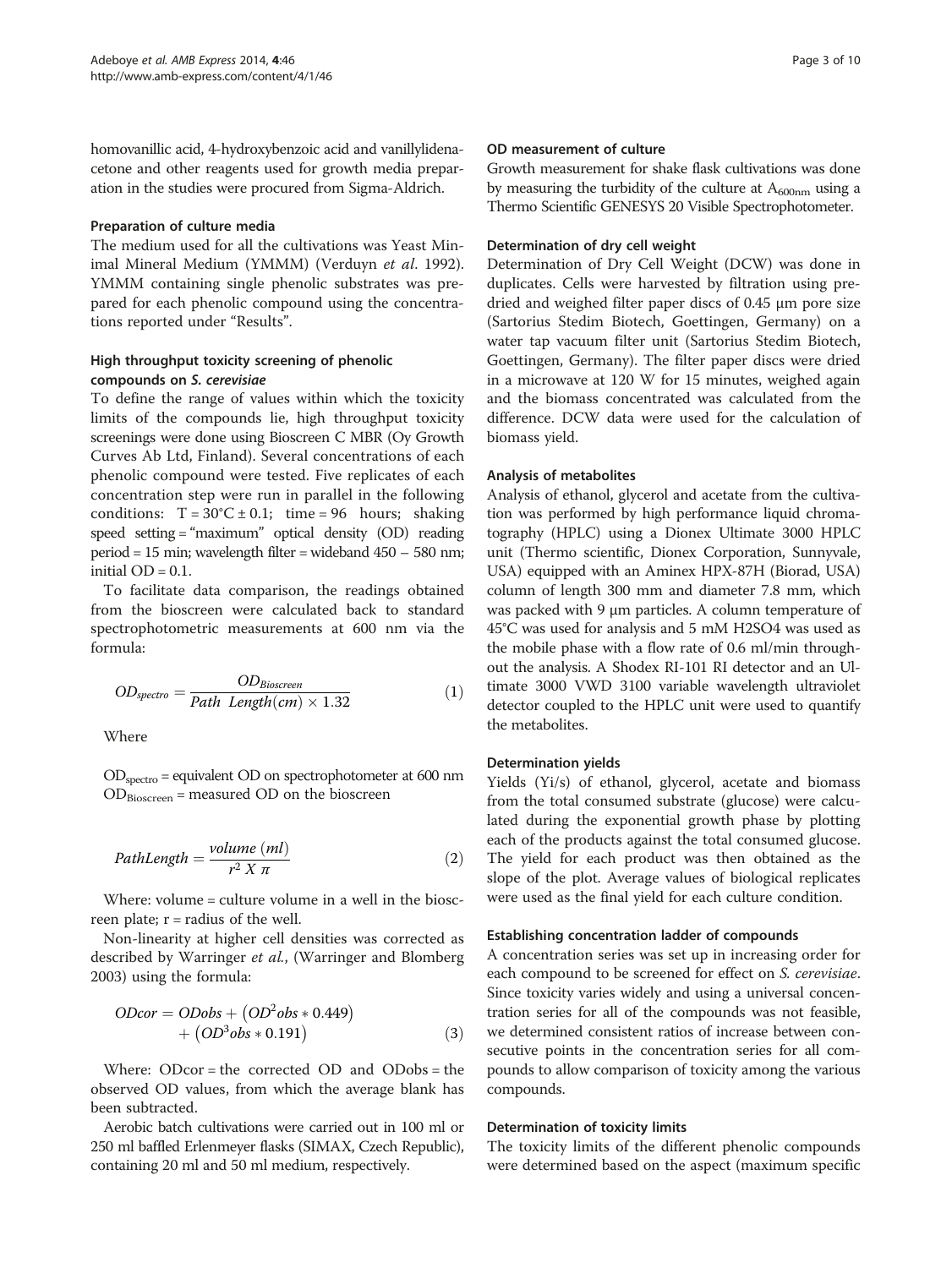homovanillic acid, 4-hydroxybenzoic acid and vanillylidenacetone and other reagents used for growth media preparation in the studies were procured from Sigma-Aldrich.

### Preparation of culture media

The medium used for all the cultivations was Yeast Minimal Mineral Medium (YMMM) (Verduyn *et al*. 1992). YMMM containing single phenolic substrates was prepared for each phenolic compound using the concentrations reported under "Results".

### High throughput toxicity screening of phenolic compounds on *S. cerevisiae*

To define the range of values within which the toxicity limits of the compounds lie, high throughput toxicity screenings were done using Bioscreen C MBR (Oy Growth Curves Ab Ltd, Finland). Several concentrations of each phenolic compound were tested. Five replicates of each concentration step were run in parallel in the following conditions: T = 30°C ± 0.1; time = 96 hours; shaking speed setting = "maximum" optical density (OD) reading period = 15 min; wavelength filter = wideband 450 – 580 nm; initial OD = 0.1.

To facilitate data comparison, the readings obtained from the bioscreen were calculated back to standard spectrophotometric measurements at 600 nm via the formula:

$$OD_{spectro} = \frac{OD_{Bioscreen}}{Path\ \ Length(cm) \times 1.32} \tag{1}$$

Where

$OD_{spectro}$ = equivalent OD on spectrophotometer at 600 nm
$OD_{Bioscreen}$ = measured OD on the bioscreen

$$PathLength = \frac{volume\ (ml)}{r^2\ X\ \pi} \tag{2}$$

Where: volume = culture volume in a well in the bioscreen plate; r = radius of the well.

Non-linearity at higher cell densities was corrected as described by Warringer *et al.*, (Warringer and Blomberg 2003) using the formula:

$$ODcor = ODobs + \left(OD^2obs * 0.449\right) + \left(OD^3obs * 0.191\right) \tag{3}$$

Where: ODcor = the corrected OD and ODobs = the observed OD values, from which the average blank has been subtracted.

Aerobic batch cultivations were carried out in 100 ml or 250 ml baffled Erlenmeyer flasks (SIMAX, Czech Republic), containing 20 ml and 50 ml medium, respectively.

### OD measurement of culture

Growth measurement for shake flask cultivations was done by measuring the turbidity of the culture at $A_{600nm}$ using a Thermo Scientific GENESYS 20 Visible Spectrophotometer.

### Determination of dry cell weight

Determination of Dry Cell Weight (DCW) was done in duplicates. Cells were harvested by filtration using pre-dried and weighed filter paper discs of 0.45 μm pore size (Sartorius Stedim Biotech, Goettingen, Germany) on a water tap vacuum filter unit (Sartorius Stedim Biotech, Goettingen, Germany). The filter paper discs were dried in a microwave at 120 W for 15 minutes, weighed again and the biomass concentrated was calculated from the difference. DCW data were used for the calculation of biomass yield.

### Analysis of metabolites

Analysis of ethanol, glycerol and acetate from the cultivation was performed by high performance liquid chromatography (HPLC) using a Dionex Ultimate 3000 HPLC unit (Thermo scientific, Dionex Corporation, Sunnyvale, USA) equipped with an Aminex HPX-87H (Biorad, USA) column of length 300 mm and diameter 7.8 mm, which was packed with 9 μm particles. A column temperature of 45°C was used for analysis and 5 mM $H_2SO_4$ was used as the mobile phase with a flow rate of 0.6 ml/min throughout the analysis. A Shodex RI-101 RI detector and an Ultimate 3000 VWD 3100 variable wavelength ultraviolet detector coupled to the HPLC unit were used to quantify the metabolites.

### Determination yields

Yields (Yi/s) of ethanol, glycerol, acetate and biomass from the total consumed substrate (glucose) were calculated during the exponential growth phase by plotting each of the products against the total consumed glucose. The yield for each product was then obtained as the slope of the plot. Average values of biological replicates were used as the final yield for each culture condition.

### Establishing concentration ladder of compounds

A concentration series was set up in increasing order for each compound to be screened for effect on *S. cerevisiae*. Since toxicity varies widely and using a universal concentration series for all of the compounds was not feasible, we determined consistent ratios of increase between consecutive points in the concentration series for all compounds to allow comparison of toxicity among the various compounds.

### Determination of toxicity limits

The toxicity limits of the different phenolic compounds were determined based on the aspect (maximum specific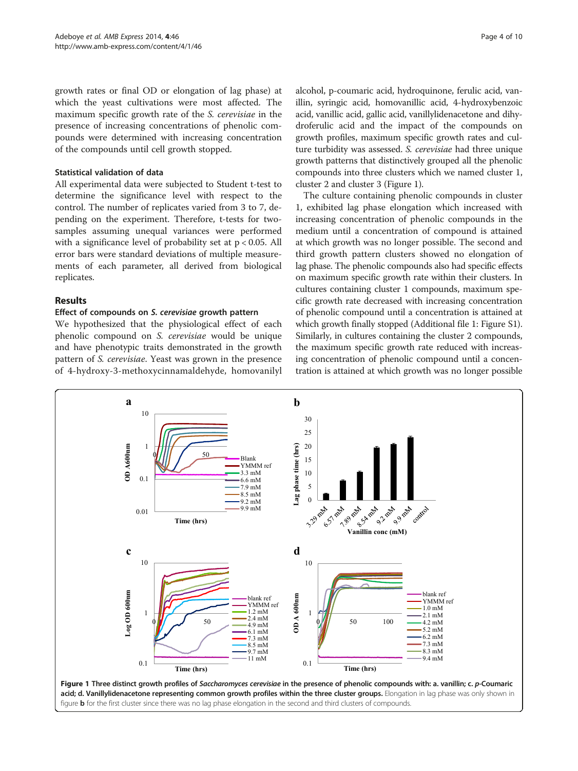growth rates or final OD or elongation of lag phase) at which the yeast cultivations were most affected. The maximum specific growth rate of the *S. cerevisiae* in the presence of increasing concentrations of phenolic compounds were determined with increasing concentration of the compounds until cell growth stopped.

### Statistical validation of data

All experimental data were subjected to Student t-test to determine the significance level with respect to the control. The number of replicates varied from 3 to 7, depending on the experiment. Therefore, t-tests for two-samples assuming unequal variances were performed with a significance level of probability set at $p < 0.05$. All error bars were standard deviations of multiple measurements of each parameter, all derived from biological replicates.

## Results

### Effect of compounds on *S. cerevisiae* growth pattern

We hypothesized that the physiological effect of each phenolic compound on *S. cerevisiae* would be unique and have phenotypic traits demonstrated in the growth pattern of *S. cerevisiae*. Yeast was grown in the presence of 4-hydroxy-3-methoxycinnamaldehyde, homovanilyl alcohol, p-coumaric acid, hydroquinone, ferulic acid, vanillin, syringic acid, homovanillic acid, 4-hydroxybenzoic acid, vanillic acid, gallic acid, vanillylidenacetone and dihydroferulic acid and the impact of the compounds on growth profiles, maximum specific growth rates and culture turbidity was assessed. *S. cerevisiae* had three unique growth patterns that distinctively grouped all the phenolic compounds into three clusters which we named cluster 1, cluster 2 and cluster 3 (Figure 1).

The culture containing phenolic compounds in cluster 1, exhibited lag phase elongation which increased with increasing concentration of phenolic compounds in the medium until a concentration of compound is attained at which growth was no longer possible. The second and third growth pattern clusters showed no elongation of lag phase. The phenolic compounds also had specific effects on maximum specific growth rate within their clusters. In cultures containing cluster 1 compounds, maximum specific growth rate decreased with increasing concentration of phenolic compound until a concentration is attained at which growth finally stopped (Additional file 1: Figure S1). Similarly, in cultures containing the cluster 2 compounds, the maximum specific growth rate reduced with increasing concentration of phenolic compound until a concentration is attained at which growth was no longer possible

**Figure 1 Three distinct growth profiles of *Saccharomyces cerevisiae* in the presence of phenolic compounds with: a. vanillin; c. *p*-Coumaric acid; d. Vanillylidenacetone representing common growth profiles within the three cluster groups.** Elongation in lag phase was only shown in figure **b** for the first cluster since there was no lag phase elongation in the second and third clusters of compounds.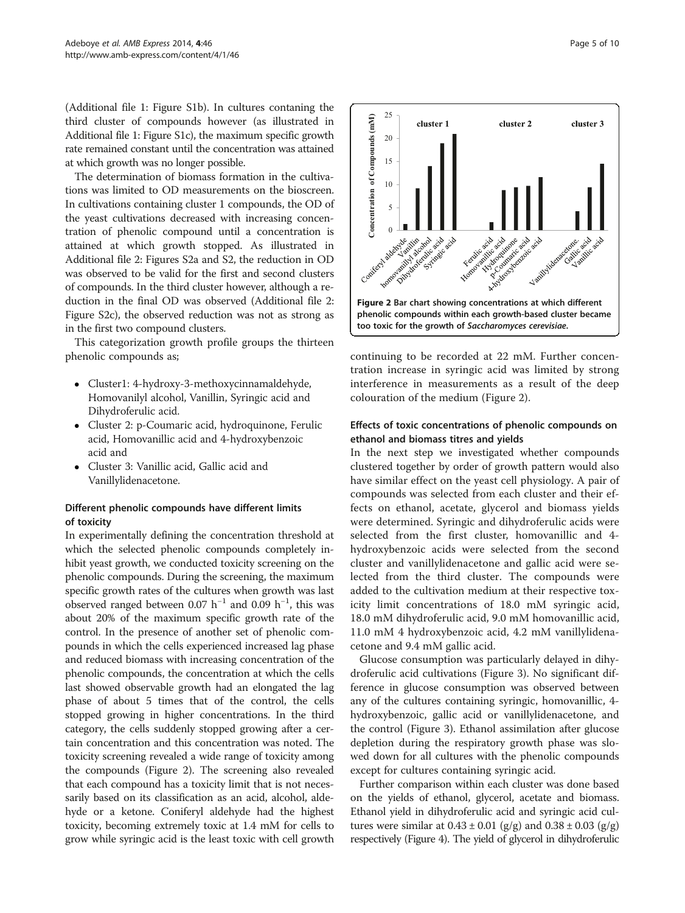(Additional file 1: Figure S1b). In cultures contaning the third cluster of compounds however (as illustrated in Additional file 1: Figure S1c), the maximum specific growth rate remained constant until the concentration was attained at which growth was no longer possible.

The determination of biomass formation in the cultivations was limited to OD measurements on the bioscreen. In cultivations containing cluster 1 compounds, the OD of the yeast cultivations decreased with increasing concentration of phenolic compound until a concentration is attained at which growth stopped. As illustrated in Additional file 2: Figures S2a and S2, the reduction in OD was observed to be valid for the first and second clusters of compounds. In the third cluster however, although a reduction in the final OD was observed (Additional file 2: Figure S2c), the observed reduction was not as strong as in the first two compound clusters.

This categorization growth profile groups the thirteen phenolic compounds as;

- Cluster1: 4-hydroxy-3-methoxycinnamaldehyde, Homovanilyl alcohol, Vanillin, Syringic acid and Dihydroferulic acid.
- Cluster 2: p-Coumaric acid, hydroquinone, Ferulic acid, Homovanillic acid and 4-hydroxybenzoic acid and
- Cluster 3: Vanillic acid, Gallic acid and Vanillylidenacetone.

### Different phenolic compounds have different limits of toxicity

In experimentally defining the concentration threshold at which the selected phenolic compounds completely inhibit yeast growth, we conducted toxicity screening on the phenolic compounds. During the screening, the maximum specific growth rates of the cultures when growth was last observed ranged between 0.07 $h^{-1}$ and 0.09 $h^{-1}$, this was about 20% of the maximum specific growth rate of the control. In the presence of another set of phenolic compounds in which the cells experienced increased lag phase and reduced biomass with increasing concentration of the phenolic compounds, the concentration at which the cells last showed observable growth had an elongated the lag phase of about 5 times that of the control, the cells stopped growing in higher concentrations. In the third category, the cells suddenly stopped growing after a certain concentration and this concentration was noted. The toxicity screening revealed a wide range of toxicity among the compounds (Figure 2). The screening also revealed that each compound has a toxicity limit that is not necessarily based on its classification as an acid, alcohol, aldehyde or a ketone. Coniferyl aldehyde had the highest toxicity, becoming extremely toxic at 1.4 mM for cells to grow while syringic acid is the least toxic with cell growth continuing to be recorded at 22 mM. Further concentration increase in syringic acid was limited by strong interference in measurements as a result of the deep colouration of the medium (Figure 2).

**Figure 2 Bar chart showing concentrations at which different phenolic compounds within each growth-based cluster became too toxic for the growth of *Saccharomyces cerevisiae*.**

### Effects of toxic concentrations of phenolic compounds on ethanol and biomass titres and yields

In the next step we investigated whether compounds clustered together by order of growth pattern would also have similar effect on the yeast cell physiology. A pair of compounds was selected from each cluster and their effects on ethanol, acetate, glycerol and biomass yields were determined. Syringic and dihydroferulic acids were selected from the first cluster, homovanillic and 4-hydroxybenzoic acids were selected from the second cluster and vanillylidenacetone and gallic acid were selected from the third cluster. The compounds were added to the cultivation medium at their respective toxicity limit concentrations of 18.0 mM syringic acid, 18.0 mM dihydroferulic acid, 9.0 mM homovanillic acid, 11.0 mM 4 hydroxybenzoic acid, 4.2 mM vanillylidenacetone and 9.4 mM gallic acid.

Glucose consumption was particularly delayed in dihydroferulic acid cultivations (Figure 3). No significant difference in glucose consumption was observed between any of the cultures containing syringic, homovanillic, 4-hydroxybenzoic, gallic acid or vanillylidenacetone, and the control (Figure 3). Ethanol assimilation after glucose depletion during the respiratory growth phase was slowed down for all cultures with the phenolic compounds except for cultures containing syringic acid.

Further comparison within each cluster was done based on the yields of ethanol, glycerol, acetate and biomass. Ethanol yield in dihydroferulic acid and syringic acid cultures were similar at $0.43 \pm 0.01$ (g/g) and $0.38 \pm 0.03$ (g/g) respectively (Figure 4). The yield of glycerol in dihydroferulic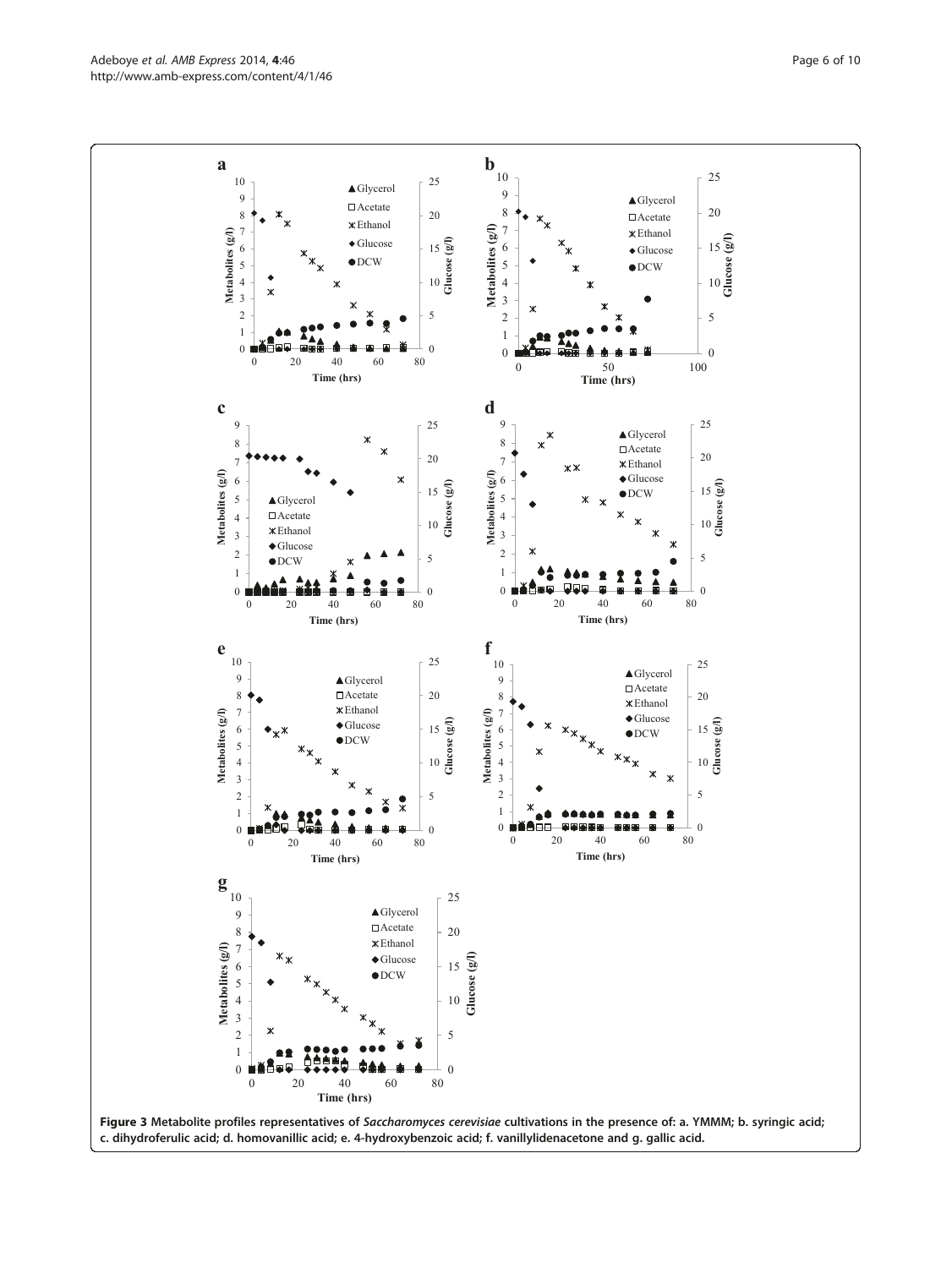**Figure 3 Metabolite profiles representatives of *Saccharomyces cerevisiae* cultivations in the presence of: a. YMMM; b. syringic acid; c. dihydroferulic acid; d. homovanillic acid; e. 4-hydroxybenzoic acid; f. vanillylidenacetone and g. gallic acid.**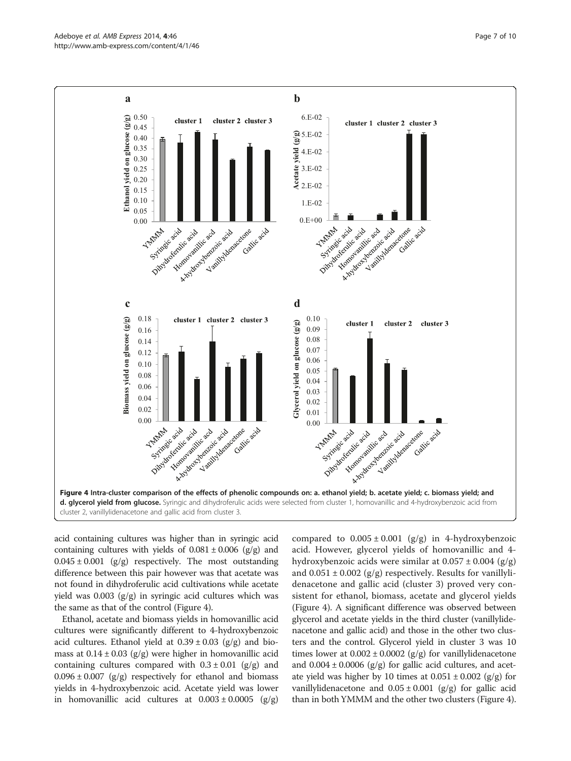**Figure 4 Intra-cluster comparison of the effects of phenolic compounds on: a. ethanol yield; b. acetate yield; c. biomass yield; and d. glycerol yield from glucose.** Syringic and dihydroferulic acids were selected from cluster 1, homovanillic and 4-hydroxybenzoic acid from cluster 2, vanillylidenacetone and gallic acid from cluster 3.

acid containing cultures was higher than in syringic acid containing cultures with yields of $0.081 \pm 0.006$ (g/g) and $0.045 \pm 0.001$ (g/g) respectively. The most outstanding difference between this pair however was that acetate was not found in dihydroferulic acid cultivations while acetate yield was 0.003 (g/g) in syringic acid cultures which was the same as that of the control (Figure 4).

Ethanol, acetate and biomass yields in homovanillic acid cultures were significantly different to 4-hydroxybenzoic acid cultures. Ethanol yield at $0.39 \pm 0.03$ (g/g) and biomass at $0.14 \pm 0.03$ (g/g) were higher in homovanillic acid containing cultures compared with $0.3 \pm 0.01$ (g/g) and $0.096 \pm 0.007$ (g/g) respectively for ethanol and biomass yields in 4-hydroxybenzoic acid. Acetate yield was lower in homovanillic acid cultures at $0.003 \pm 0.0005$ (g/g) compared to $0.005 \pm 0.001$ (g/g) in 4-hydroxybenzoic acid. However, glycerol yields of homovanillic and 4-hydroxybenzoic acids were similar at $0.057 \pm 0.004$ (g/g) and $0.051 \pm 0.002$ (g/g) respectively. Results for vanillylidenacetone and gallic acid (cluster 3) proved very consistent for ethanol, biomass, acetate and glycerol yields (Figure 4). A significant difference was observed between glycerol and acetate yields in the third cluster (vanillylidenacetone and gallic acid) and those in the other two clusters and the control. Glycerol yield in cluster 3 was 10 times lower at $0.002 \pm 0.0002$ (g/g) for vanillylidenacetone and $0.004 \pm 0.0006$ (g/g) for gallic acid cultures, and acetate yield was higher by 10 times at $0.051 \pm 0.002$ (g/g) for vanillylidenacetone and $0.05 \pm 0.001$ (g/g) for gallic acid than in both YMMM and the other two clusters (Figure 4).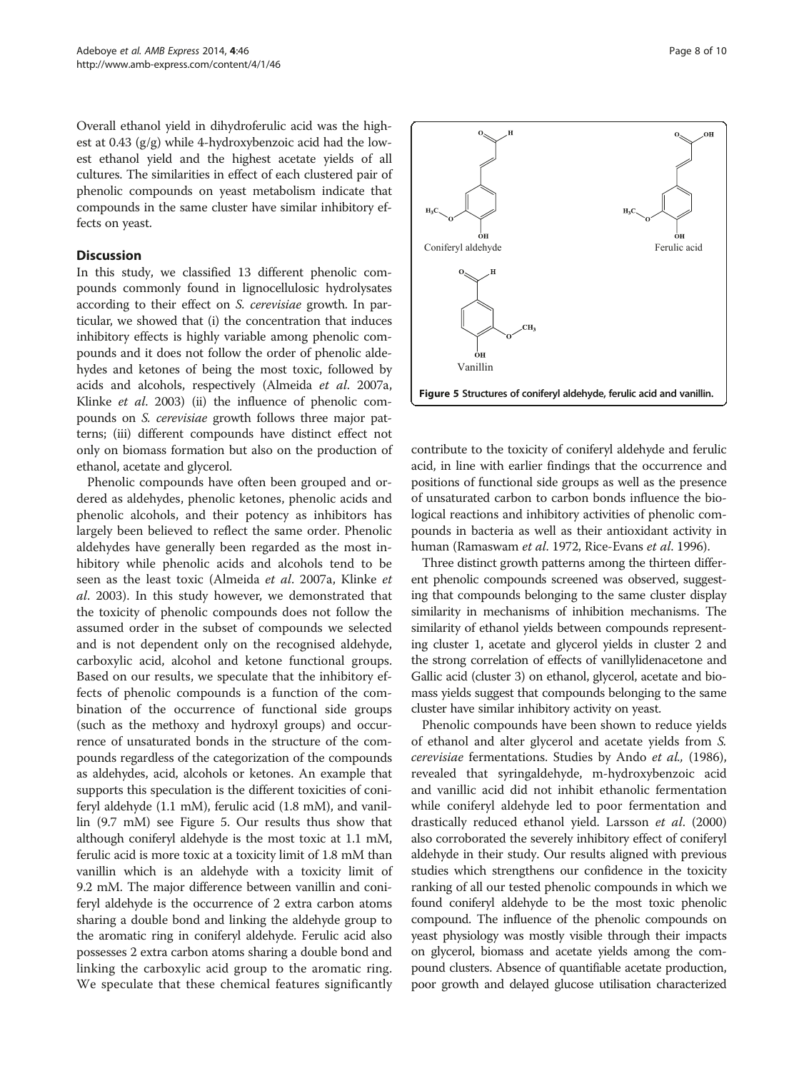Overall ethanol yield in dihydroferulic acid was the highest at 0.43 (g/g) while 4-hydroxybenzoic acid had the lowest ethanol yield and the highest acetate yields of all cultures. The similarities in effect of each clustered pair of phenolic compounds on yeast metabolism indicate that compounds in the same cluster have similar inhibitory effects on yeast.

## Discussion

In this study, we classified 13 different phenolic compounds commonly found in lignocellulosic hydrolysates according to their effect on *S. cerevisiae* growth. In particular, we showed that (i) the concentration that induces inhibitory effects is highly variable among phenolic compounds and it does not follow the order of phenolic aldehydes and ketones of being the most toxic, followed by acids and alcohols, respectively (Almeida *et al.* 2007a, Klinke *et al.* 2003) (ii) the influence of phenolic compounds on *S. cerevisiae* growth follows three major patterns; (iii) different compounds have distinct effect not only on biomass formation but also on the production of ethanol, acetate and glycerol.

Phenolic compounds have often been grouped and ordered as aldehydes, phenolic ketones, phenolic acids and phenolic alcohols, and their potency as inhibitors has largely been believed to reflect the same order. Phenolic aldehydes have generally been regarded as the most inhibitory while phenolic acids and alcohols tend to be seen as the least toxic (Almeida *et al.* 2007a, Klinke *et al.* 2003). In this study however, we demonstrated that the toxicity of phenolic compounds does not follow the assumed order in the subset of compounds we selected and is not dependent only on the recognised aldehyde, carboxylic acid, alcohol and ketone functional groups. Based on our results, we speculate that the inhibitory effects of phenolic compounds is a function of the combination of the occurrence of functional side groups (such as the methoxy and hydroxyl groups) and occurrence of unsaturated bonds in the structure of the compounds regardless of the categorization of the compounds as aldehydes, acid, alcohols or ketones. An example that supports this speculation is the different toxicities of coniferyl aldehyde (1.1 mM), ferulic acid (1.8 mM), and vanillin (9.7 mM) see Figure 5. Our results thus show that although coniferyl aldehyde is the most toxic at 1.1 mM, ferulic acid is more toxic at a toxicity limit of 1.8 mM than vanillin which is an aldehyde with a toxicity limit of 9.2 mM. The major difference between vanillin and coniferyl aldehyde is the occurrence of 2 extra carbon atoms sharing a double bond and linking the aldehyde group to the aromatic ring in coniferyl aldehyde. Ferulic acid also possesses 2 extra carbon atoms sharing a double bond and linking the carboxylic acid group to the aromatic ring. We speculate that these chemical features significantly contribute to the toxicity of coniferyl aldehyde and ferulic acid, in line with earlier findings that the occurrence and positions of functional side groups as well as the presence of unsaturated carbon to carbon bonds influence the biological reactions and inhibitory activities of phenolic compounds in bacteria as well as their antioxidant activity in human (Ramaswam *et al.* 1972, Rice-Evans *et al.* 1996).

**Figure 5 Structures of coniferyl aldehyde, ferulic acid and vanillin.**

Three distinct growth patterns among the thirteen different phenolic compounds screened was observed, suggesting that compounds belonging to the same cluster display similarity in mechanisms of inhibition mechanisms. The similarity of ethanol yields between compounds representing cluster 1, acetate and glycerol yields in cluster 2 and the strong correlation of effects of vanillylidenacetone and Gallic acid (cluster 3) on ethanol, glycerol, acetate and biomass yields suggest that compounds belonging to the same cluster have similar inhibitory activity on yeast.

Phenolic compounds have been shown to reduce yields of ethanol and alter glycerol and acetate yields from *S. cerevisiae* fermentations. Studies by Ando *et al.,* (1986), revealed that syringaldehyde, m-hydroxybenzoic acid and vanillic acid did not inhibit ethanolic fermentation while coniferyl aldehyde led to poor fermentation and drastically reduced ethanol yield. Larsson *et al.* (2000) also corroborated the severely inhibitory effect of coniferyl aldehyde in their study. Our results aligned with previous studies which strengthens our confidence in the toxicity ranking of all our tested phenolic compounds in which we found coniferyl aldehyde to be the most toxic phenolic compound. The influence of the phenolic compounds on yeast physiology was mostly visible through their impacts on glycerol, biomass and acetate yields among the compound clusters. Absence of quantifiable acetate production, poor growth and delayed glucose utilisation characterized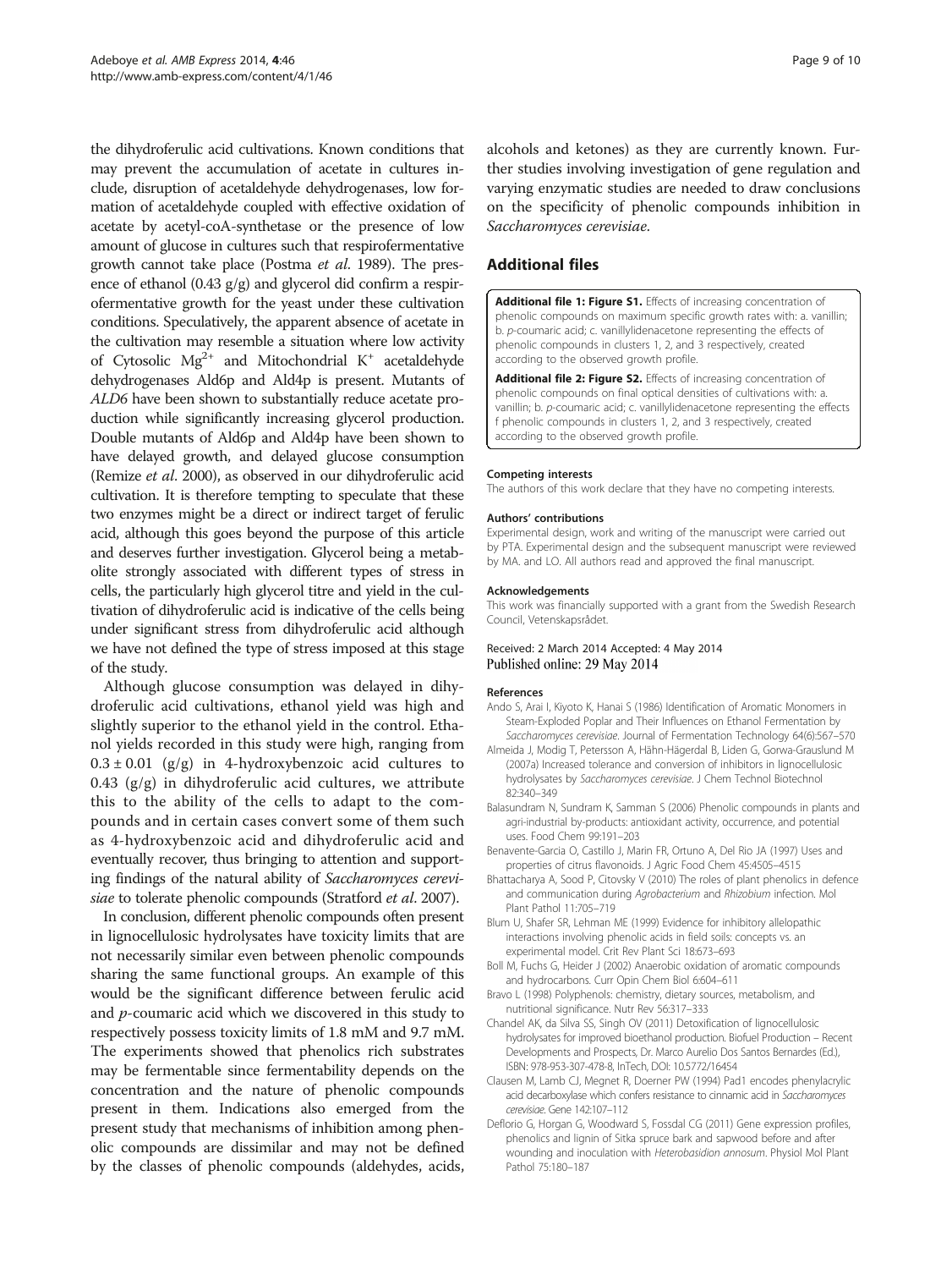the dihydroferulic acid cultivations. Known conditions that may prevent the accumulation of acetate in cultures include, disruption of acetaldehyde dehydrogenases, low formation of acetaldehyde coupled with effective oxidation of acetate by acetyl-coA-synthetase or the presence of low amount of glucose in cultures such that respirofermentative growth cannot take place (Postma *et al*. 1989). The presence of ethanol (0.43 g/g) and glycerol did confirm a respirofermentative growth for the yeast under these cultivation conditions. Speculatively, the apparent absence of acetate in the cultivation may resemble a situation where low activity of Cytosolic $Mg^{2+}$ and Mitochondrial $K^{+}$ acetaldehyde dehydrogenases Ald6p and Ald4p is present. Mutants of *ALD6* have been shown to substantially reduce acetate production while significantly increasing glycerol production. Double mutants of Ald6p and Ald4p have been shown to have delayed growth, and delayed glucose consumption (Remize *et al*. 2000), as observed in our dihydroferulic acid cultivation. It is therefore tempting to speculate that these two enzymes might be a direct or indirect target of ferulic acid, although this goes beyond the purpose of this article and deserves further investigation. Glycerol being a metabolite strongly associated with different types of stress in cells, the particularly high glycerol titre and yield in the cultivation of dihydroferulic acid is indicative of the cells being under significant stress from dihydroferulic acid although we have not defined the type of stress imposed at this stage of the study.

Although glucose consumption was delayed in dihydroferulic acid cultivations, ethanol yield was high and slightly superior to the ethanol yield in the control. Ethanol yields recorded in this study were high, ranging from $0.3 \pm 0.01$ (g/g) in 4-hydroxybenzoic acid cultures to 0.43 (g/g) in dihydroferulic acid cultures, we attribute this to the ability of the cells to adapt to the compounds and in certain cases convert some of them such as 4-hydroxybenzoic acid and dihydroferulic acid and eventually recover, thus bringing to attention and supporting findings of the natural ability of *Saccharomyces cerevisiae* to tolerate phenolic compounds (Stratford *et al*. 2007).

In conclusion, different phenolic compounds often present in lignocellulosic hydrolysates have toxicity limits that are not necessarily similar even between phenolic compounds sharing the same functional groups. An example of this would be the significant difference between ferulic acid and *p*-coumaric acid which we discovered in this study to respectively possess toxicity limits of 1.8 mM and 9.7 mM. The experiments showed that phenolics rich substrates may be fermentable since fermentability depends on the concentration and the nature of phenolic compounds present in them. Indications also emerged from the present study that mechanisms of inhibition among phenolic compounds are dissimilar and may not be defined by the classes of phenolic compounds (aldehydes, acids, alcohols and ketones) as they are currently known. Further studies involving investigation of gene regulation and varying enzymatic studies are needed to draw conclusions on the specificity of phenolic compounds inhibition in *Saccharomyces cerevisiae*.

## Additional files

**Additional file 1: Figure S1.** Effects of increasing concentration of phenolic compounds on maximum specific growth rates with: a. vanillin; b. *p*-coumaric acid; c. vanillylidenacetone representing the effects of phenolic compounds in clusters 1, 2, and 3 respectively, created according to the observed growth profile.

**Additional file 2: Figure S2.** Effects of increasing concentration of phenolic compounds on final optical densities of cultivations with: a. vanillin; b. *p*-coumaric acid; c. vanillylidenacetone representing the effects f phenolic compounds in clusters 1, 2, and 3 respectively, created according to the observed growth profile.

#### Competing interests

The authors of this work declare that they have no competing interests.

#### Authors' contributions

Experimental design, work and writing of the manuscript were carried out by PTA. Experimental design and the subsequent manuscript were reviewed by MA. and LO. All authors read and approved the final manuscript.

#### Acknowledgements

This work was financially supported with a grant from the Swedish Research Council, Vetenskapsrådet.

Received: 2 March 2014 Accepted: 4 May 2014
Published online: 29 May 2014

#### References

Ando S, Arai I, Kiyoto K, Hanai S (1986) Identification of Aromatic Monomers in Steam-Exploded Poplar and Their Influences on Ethanol Fermentation by *Saccharomyces cerevisiae*. Journal of Fermentation Technology 64(6):567–570

Almeida J, Modig T, Petersson A, Hähn-Hägerdal B, Liden G, Gorwa-Grauslund M (2007a) Increased tolerance and conversion of inhibitors in lignocellulosic hydrolysates by *Saccharomyces cerevisiae*. J Chem Technol Biotechnol 82:340–349

Balasundram N, Sundram K, Samman S (2006) Phenolic compounds in plants and agri-industrial by-products: antioxidant activity, occurrence, and potential uses. Food Chem 99:191–203

Benavente-Garcia O, Castillo J, Marin FR, Ortuno A, Del Rio JA (1997) Uses and properties of citrus flavonoids. J Agric Food Chem 45:4505–4515

Bhattacharya A, Sood P, Citovsky V (2010) The roles of plant phenolics in defence and communication during *Agrobacterium* and *Rhizobium* infection. Mol Plant Pathol 11:705–719

Blum U, Shafer SR, Lehman ME (1999) Evidence for inhibitory allelopathic interactions involving phenolic acids in field soils: concepts vs. an experimental model. Crit Rev Plant Sci 18:673–693

Boll M, Fuchs G, Heider J (2002) Anaerobic oxidation of aromatic compounds and hydrocarbons. Curr Opin Chem Biol 6:604–611

Bravo L (1998) Polyphenols: chemistry, dietary sources, metabolism, and nutritional significance. Nutr Rev 56:317–333

Chandel AK, da Silva SS, Singh OV (2011) Detoxification of lignocellulosic hydrolysates for improved bioethanol production. Biofuel Production – Recent Developments and Prospects, Dr. Marco Aurelio Dos Santos Bernardes (Ed.), ISBN: 978-953-307-478-8, InTech, DOI: 10.5772/16454

Clausen M, Lamb CJ, Megnet R, Doerner PW (1994) Pad1 encodes phenylacrylic acid decarboxylase which confers resistance to cinnamic acid in *Saccharomyces cerevisiae*. Gene 142:107–112

Deflorio G, Horgan G, Woodward S, Fossdal CG (2011) Gene expression profiles, phenolics and lignin of Sitka spruce bark and sapwood before and after wounding and inoculation with *Heterobasidion annosum*. Physiol Mol Plant Pathol 75:180–187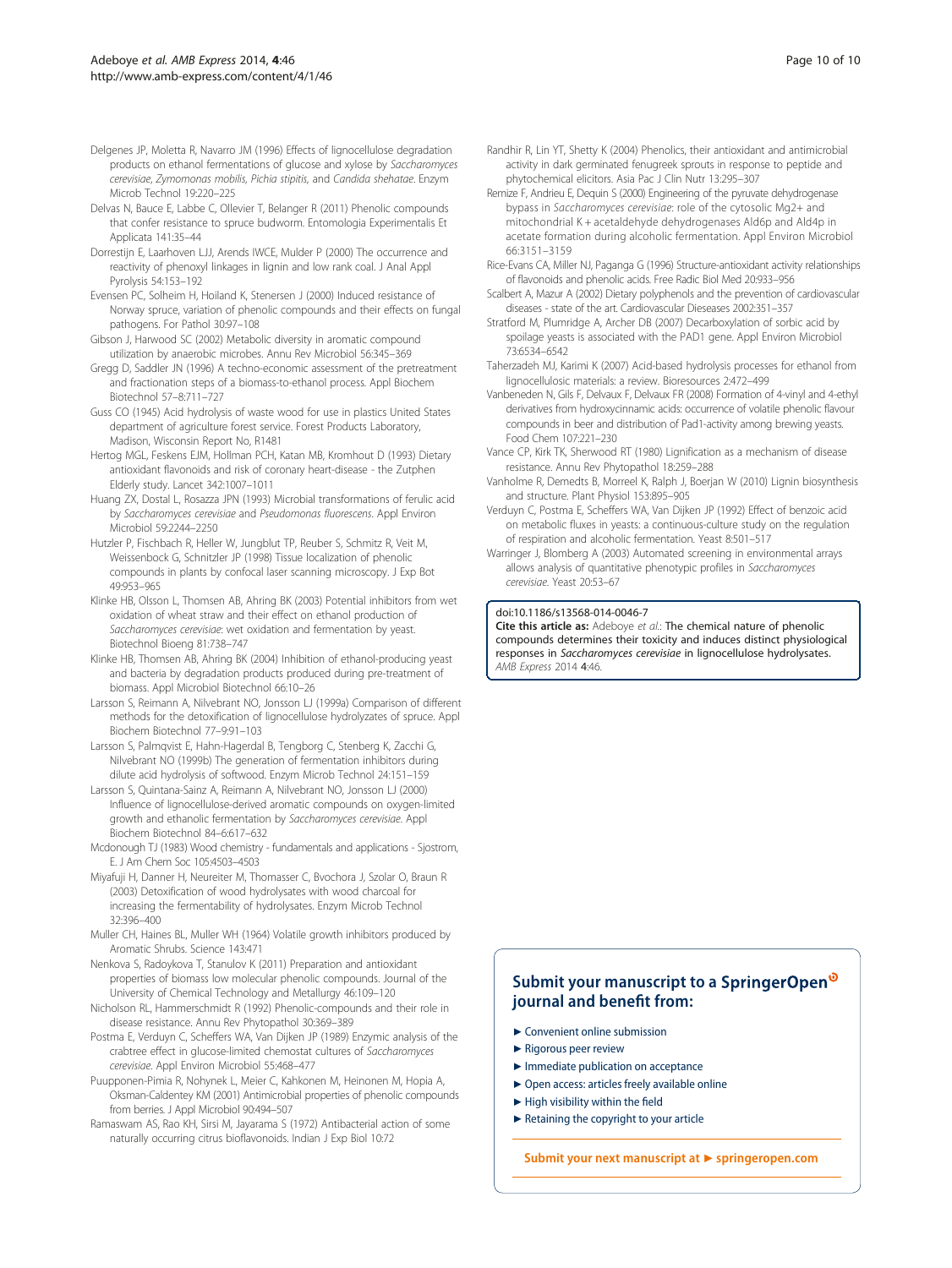Delgenes JP, Moletta R, Navarro JM (1996) Effects of lignocellulose degradation products on ethanol fermentations of glucose and xylose by *Saccharomyces cerevisiae*, *Zymomonas mobilis*, *Pichia stipitis*, and *Candida shehatae*. Enzym Microb Technol 19:220–225

Delvas N, Bauce E, Labbe C, Ollevier T, Belanger R (2011) Phenolic compounds that confer resistance to spruce budworm. Entomologia Experimentalis Et Applicata 141:35–44

Dorrestijn E, Laarhoven LJJ, Arends IWCE, Mulder P (2000) The occurrence and reactivity of phenoxyl linkages in lignin and low rank coal. J Anal Appl Pyrolysis 54:153–192

Evensen PC, Solheim H, Hoiland K, Stenersen J (2000) Induced resistance of Norway spruce, variation of phenolic compounds and their effects on fungal pathogens. For Pathol 30:97–108

Gibson J, Harwood SC (2002) Metabolic diversity in aromatic compound utilization by anaerobic microbes. Annu Rev Microbiol 56:345–369

Gregg D, Saddler JN (1996) A techno-economic assessment of the pretreatment and fractionation steps of a biomass-to-ethanol process. Appl Biochem Biotechnol 57–8:711–727

Guss CO (1945) Acid hydrolysis of waste wood for use in plastics United States department of agriculture forest service. Forest Products Laboratory, Madison, Wisconsin Report No, R1481

Hertog MGL, Feskens EJM, Hollman PCH, Katan MB, Kromhout D (1993) Dietary antioxidant flavonoids and risk of coronary heart-disease - the Zutphen Elderly study. Lancet 342:1007–1011

Huang ZX, Dostal L, Rosazza JPN (1993) Microbial transformations of ferulic acid by *Saccharomyces cerevisiae* and *Pseudomonas fluorescens*. Appl Environ Microbiol 59:2244–2250

Hutzler P, Fischbach R, Heller W, Jungblut TP, Reuber S, Schmitz R, Veit M, Weissenbock G, Schnitzler JP (1998) Tissue localization of phenolic compounds in plants by confocal laser scanning microscopy. J Exp Bot 49:953–965

Klinke HB, Olsson L, Thomsen AB, Ahring BK (2003) Potential inhibitors from wet oxidation of wheat straw and their effect on ethanol production of *Saccharomyces cerevisiae*: wet oxidation and fermentation by yeast. Biotechnol Bioeng 81:738–747

Klinke HB, Thomsen AB, Ahring BK (2004) Inhibition of ethanol-producing yeast and bacteria by degradation products produced during pre-treatment of biomass. Appl Microbiol Biotechnol 66:10–26

Larsson S, Reimann A, Nilvebrant NO, Jonsson LJ (1999a) Comparison of different methods for the detoxification of lignocellulose hydrolyzates of spruce. Appl Biochem Biotechnol 77–9:91–103

Larsson S, Palmqvist E, Hahn-Hagerdal B, Tengborg C, Stenberg K, Zacchi G, Nilvebrant NO (1999b) The generation of fermentation inhibitors during dilute acid hydrolysis of softwood. Enzym Microb Technol 24:151–159

Larsson S, Quintana-Sainz A, Reimann A, Nilvebrant NO, Jonsson LJ (2000) Influence of lignocellulose-derived aromatic compounds on oxygen-limited growth and ethanolic fermentation by *Saccharomyces cerevisiae*. Appl Biochem Biotechnol 84–6:617–632

Mcdonough TJ (1983) Wood chemistry - fundamentals and applications - Sjostrom, E. J Am Chem Soc 105:4503–4503

Miyafuji H, Danner H, Neureiter M, Thomasser C, Bvochora J, Szolar O, Braun R (2003) Detoxification of wood hydrolysates with wood charcoal for increasing the fermentability of hydrolysates. Enzym Microb Technol 32:396–400

Muller CH, Haines BL, Muller WH (1964) Volatile growth inhibitors produced by Aromatic Shrubs. Science 143:471

Nenkova S, Radoykova T, Stanulov K (2011) Preparation and antioxidant properties of biomass low molecular phenolic compounds. Journal of the University of Chemical Technology and Metallurgy 46:109–120

Nicholson RL, Hammerschmidt R (1992) Phenolic-compounds and their role in disease resistance. Annu Rev Phytopathol 30:369–389

Postma E, Verduyn C, Scheffers WA, Van Dijken JP (1989) Enzymic analysis of the crabtree effect in glucose-limited chemostat cultures of *Saccharomyces cerevisiae*. Appl Environ Microbiol 55:468–477

Puupponen-Pimia R, Nohynek L, Meier C, Kahkonen M, Heinonen M, Hopia A, Oksman-Caldentey KM (2001) Antimicrobial properties of phenolic compounds from berries. J Appl Microbiol 90:494–507

Ramaswam AS, Rao KH, Sirsi M, Jayarama S (1972) Antibacterial action of some naturally occurring citrus bioflavonoids. Indian J Exp Biol 10:72

Randhir R, Lin YT, Shetty K (2004) Phenolics, their antioxidant and antimicrobial activity in dark germinated fenugreek sprouts in response to peptide and phytochemical elicitors. Asia Pac J Clin Nutr 13:295–307

Remize F, Andrieu E, Dequin S (2000) Engineering of the pyruvate dehydrogenase bypass in *Saccharomyces cerevisiae*: role of the cytosolic Mg2+ and mitochondrial K + acetaldehyde dehydrogenases Ald6p and Ald4p in acetate formation during alcoholic fermentation. Appl Environ Microbiol 66:3151–3159

Rice-Evans CA, Miller NJ, Paganga G (1996) Structure-antioxidant activity relationships of flavonoids and phenolic acids. Free Radic Biol Med 20:933–956

Scalbert A, Mazur A (2002) Dietary polyphenols and the prevention of cardiovascular diseases - state of the art. Cardiovascular Dieseases 2002:351–357

Stratford M, Plumridge A, Archer DB (2007) Decarboxylation of sorbic acid by spoilage yeasts is associated with the PAD1 gene. Appl Environ Microbiol 73:6534–6542

Taherzadeh MJ, Karimi K (2007) Acid-based hydrolysis processes for ethanol from lignocellulosic materials: a review. Bioresources 2:472–499

Vanbeneden N, Gils F, Delvaux F, Delvaux FR (2008) Formation of 4-vinyl and 4-ethyl derivatives from hydroxycinnamic acids: occurrence of volatile phenolic flavour compounds in beer and distribution of Pad1-activity among brewing yeasts. Food Chem 107:221–230

Vance CP, Kirk TK, Sherwood RT (1980) Lignification as a mechanism of disease resistance. Annu Rev Phytopathol 18:259–288

Vanholme R, Demedts B, Morreel K, Ralph J, Boerjan W (2010) Lignin biosynthesis and structure. Plant Physiol 153:895–905

Verduyn C, Postma E, Scheffers WA, Van Dijken JP (1992) Effect of benzoic acid on metabolic fluxes in yeasts: a continuous-culture study on the regulation of respiration and alcoholic fermentation. Yeast 8:501–517

Warringer J, Blomberg A (2003) Automated screening in environmental arrays allows analysis of quantitative phenotypic profiles in *Saccharomyces cerevisiae*. Yeast 20:53–67

doi:10.1186/s13568-014-0046-7

**Cite this article as:** Adeboye *et al.*: The chemical nature of phenolic compounds determines their toxicity and induces distinct physiological responses in *Saccharomyces cerevisiae* in lignocellulose hydrolysates. *AMB Express* 2014 **4**:46.

**Submit your manuscript to a SpringerOpen journal and benefit from:**

- ► Convenient online submission
- ► Rigorous peer review
- ► Immediate publication on acceptance
- ► Open access: articles freely available online
- ► High visibility within the field
- ► Retaining the copyright to your article

**Submit your next manuscript at ► springeropen.com**